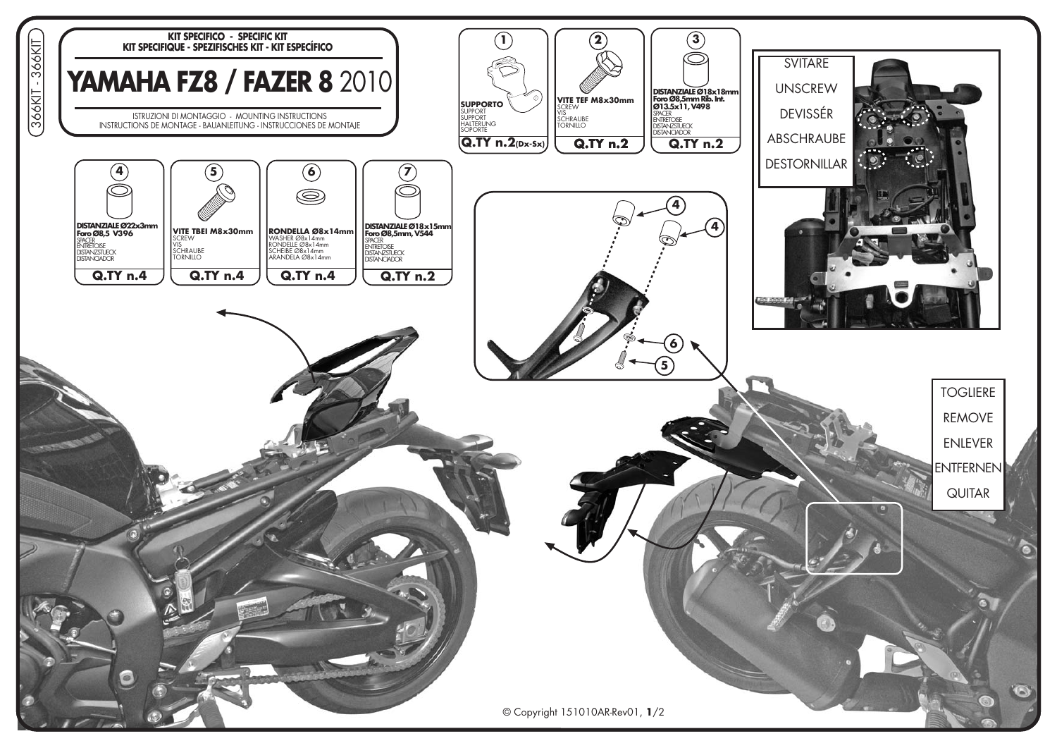366KIT - 366KIT

KIT SPECIFICO - SPECIFIC KIT
KIT SPECIFIQUE - SPEZIFISCHES KIT - KIT ESPECÍFICO

# YAMAHA FZ8 / FAZER 8 2010

ISTRUZIONI DI MONTAGGIO - MOUNTING INSTRUCTIONS
INSTRUCTIONS DE MONTAGE - BAUANLEITUNG - INSTRUCCIONES DE MONTAJE

| No. | Description | Q.TY |
|---|---|---|
| 1 | **SUPPORTO** SUPPORT SUPPORT HALTERUNG SOPORTE | n.2 (Dx-Sx) |
| 2 | **VITE TEF M8x30mm** SCREW VIS SCHRAUBE TORNILLO | n.2 |
| 3 | **DISTANZIALE Ø18x18mm Foro Ø8,5mm Rib. Int. Ø13.5x11, V498** SPACER ENTRETOISE DISTANZSTUECK DISTANCIADOR | n.2 |
| 4 | **DISTANZIALE Ø22x3mm Foro Ø8,5 V396** SPACER ENTRETOISE DISTANZSTUECK DISTANCIADOR | n.4 |
| 5 | **VITE TBEI M8x30mm** SCREW VIS SCHRAUBE TORNILLO | n.4 |
| 6 | **RONDELLA Ø8x14mm** WASHER Ø8x14mm RONDELLE Ø8x14mm SCHEIBE Ø8x14mm ARANDELA Ø8x14mm | n.4 |
| 7 | **DISTANZIALE Ø18x15mm Foro Ø8,5mm, V544** SPACER ENTRETOISE DISTANZSTUECK DISTANCIADOR | n.2 |

SVITARE
UNSCREW
DEVISSÉR
ABSCHRAUBE
DESTORNILLAR

TOGLIERE
REMOVE
ENLEVER
ENTFERNEN
QUITAR

© Copyright 151010AR-Rev01, **1**/2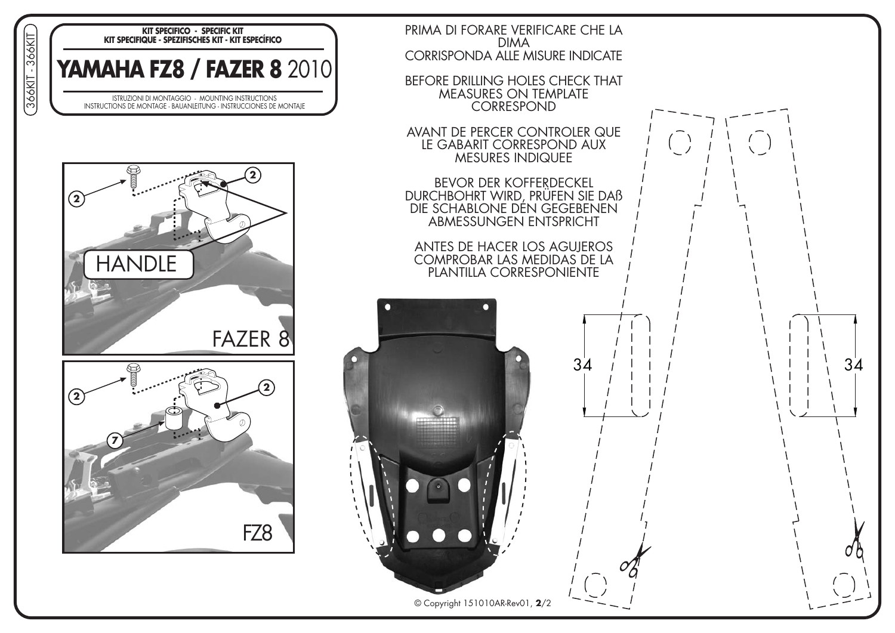366KIT - 366KIT

**KIT SPECIFICO - SPECIFIC KIT**
**KIT SPECIFIQUE - SPEZIFISCHES KIT - KIT ESPECÍFICO**

# YAMAHA FZ8 / FAZER 8 2010

ISTRUZIONI DI MONTAGGIO - MOUNTING INSTRUCTIONS
INSTRUCTIONS DE MONTAGE - BAUANLEITUNG - INSTRUCCIONES DE MONTAJE

PRIMA DI FORARE VERIFICARE CHE LA DIMA CORRISPONDA ALLE MISURE INDICATE

BEFORE DRILLING HOLES CHECK THAT MEASURES ON TEMPLATE CORRESPOND

AVANT DE PERCER CONTROLER QUE LE GABARIT CORRESPOND AUX MESURES INDIQUEE

BEVOR DER KOFFERDECKEL DURCHBOHRT WIRD, PRÜFEN SIE DAß DIE SCHABLONE DEN GEGEBENEN ABMESSUNGEN ENTSPRICHT

ANTES DE HACER LOS AGUJEROS COMPROBAR LAS MEDIDAS DE LA PLANTILLA CORRESPONIENTE

2

HANDLE

FAZER 8

2

7

FZ8

34

34

© Copyright 151010AR-Rev01